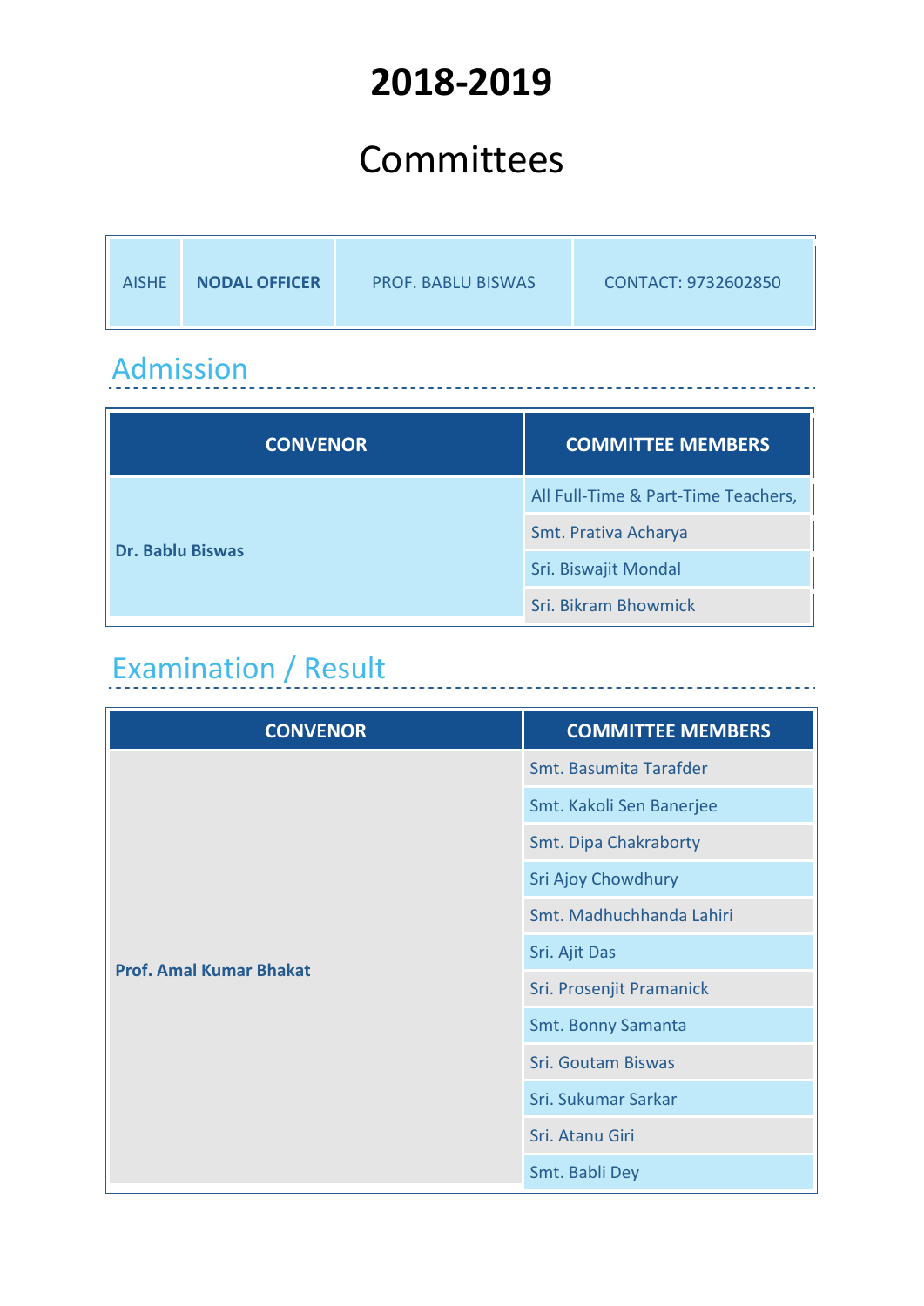# 2018-2019

# Committees

| AISHE | NODAL OFFICER | PROF. BABLU BISWAS | CONTACT: 9732602850 |
|---|---|---|---|

## Admission

| CONVENOR | COMMITTEE MEMBERS |
|---|---|
| Dr. Bablu Biswas | All Full-Time & Part-Time Teachers, |
| | Smt. Prativa Acharya |
| | Sri. Biswajit Mondal |
| | Sri. Bikram Bhowmick |

## Examination / Result

| CONVENOR | COMMITTEE MEMBERS |
|---|---|
| Prof. Amal Kumar Bhakat | Smt. Basumita Tarafder |
| | Smt. Kakoli Sen Banerjee |
| | Smt. Dipa Chakraborty |
| | Sri Ajoy Chowdhury |
| | Smt. Madhuchhanda Lahiri |
| | Sri. Ajit Das |
| | Sri. Prosenjit Pramanick |
| | Smt. Bonny Samanta |
| | Sri. Goutam Biswas |
| | Sri. Sukumar Sarkar |
| | Sri. Atanu Giri |
| | Smt. Babli Dey |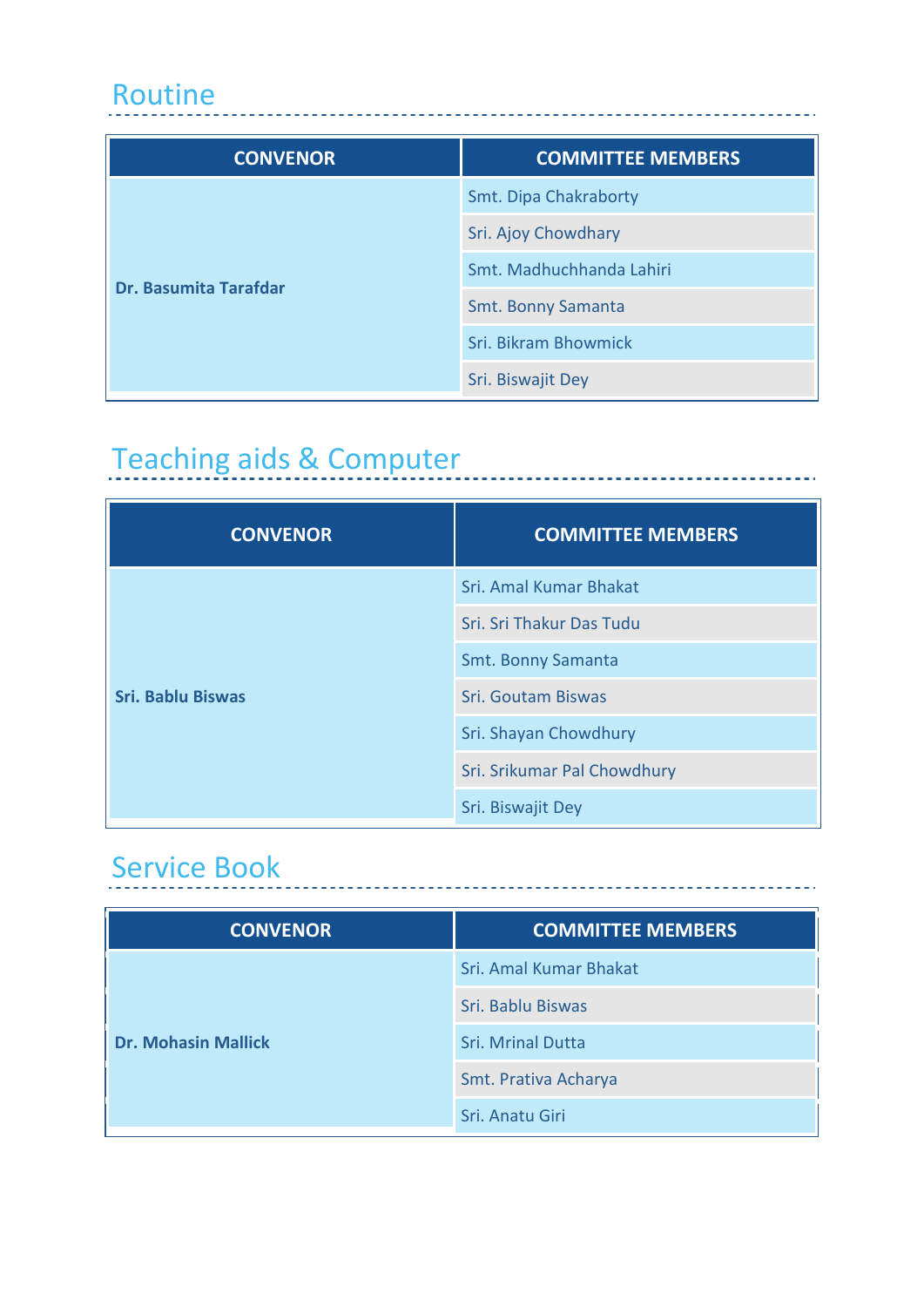## Routine

| CONVENOR | COMMITTEE MEMBERS |
|---|---|
| **Dr. Basumita Tarafdar** | Smt. Dipa Chakraborty |
| | Sri. Ajoy Chowdhary |
| | Smt. Madhuchhanda Lahiri |
| | Smt. Bonny Samanta |
| | Sri. Bikram Bhowmick |
| | Sri. Biswajit Dey |

## Teaching aids & Computer

| CONVENOR | COMMITTEE MEMBERS |
|---|---|
| **Sri. Bablu Biswas** | Sri. Amal Kumar Bhakat |
| | Sri. Sri Thakur Das Tudu |
| | Smt. Bonny Samanta |
| | Sri. Goutam Biswas |
| | Sri. Shayan Chowdhury |
| | Sri. Srikumar Pal Chowdhury |
| | Sri. Biswajit Dey |

## Service Book

| CONVENOR | COMMITTEE MEMBERS |
|---|---|
| **Dr. Mohasin Mallick** | Sri. Amal Kumar Bhakat |
| | Sri. Bablu Biswas |
| | Sri. Mrinal Dutta |
| | Smt. Prativa Acharya |
| | Sri. Anatu Giri |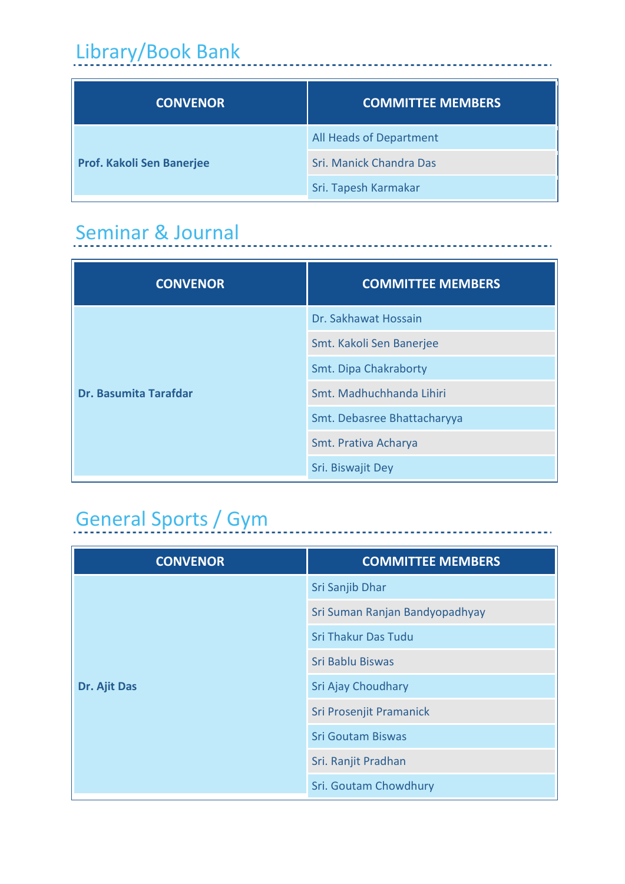## Library/Book Bank

| CONVENOR | COMMITTEE MEMBERS |
|---|---|
| **Prof. Kakoli Sen Banerjee** | All Heads of Department |
| | Sri. Manick Chandra Das |
| | Sri. Tapesh Karmakar |

## Seminar & Journal

| CONVENOR | COMMITTEE MEMBERS |
|---|---|
| **Dr. Basumita Tarafdar** | Dr. Sakhawat Hossain |
| | Smt. Kakoli Sen Banerjee |
| | Smt. Dipa Chakraborty |
| | Smt. Madhuchhanda Lihiri |
| | Smt. Debasree Bhattacharyya |
| | Smt. Prativa Acharya |
| | Sri. Biswajit Dey |

## General Sports / Gym

| CONVENOR | COMMITTEE MEMBERS |
|---|---|
| **Dr. Ajit Das** | Sri Sanjib Dhar |
| | Sri Suman Ranjan Bandyopadhyay |
| | Sri Thakur Das Tudu |
| | Sri Bablu Biswas |
| | Sri Ajay Choudhary |
| | Sri Prosenjit Pramanick |
| | Sri Goutam Biswas |
| | Sri. Ranjit Pradhan |
| | Sri. Goutam Chowdhury |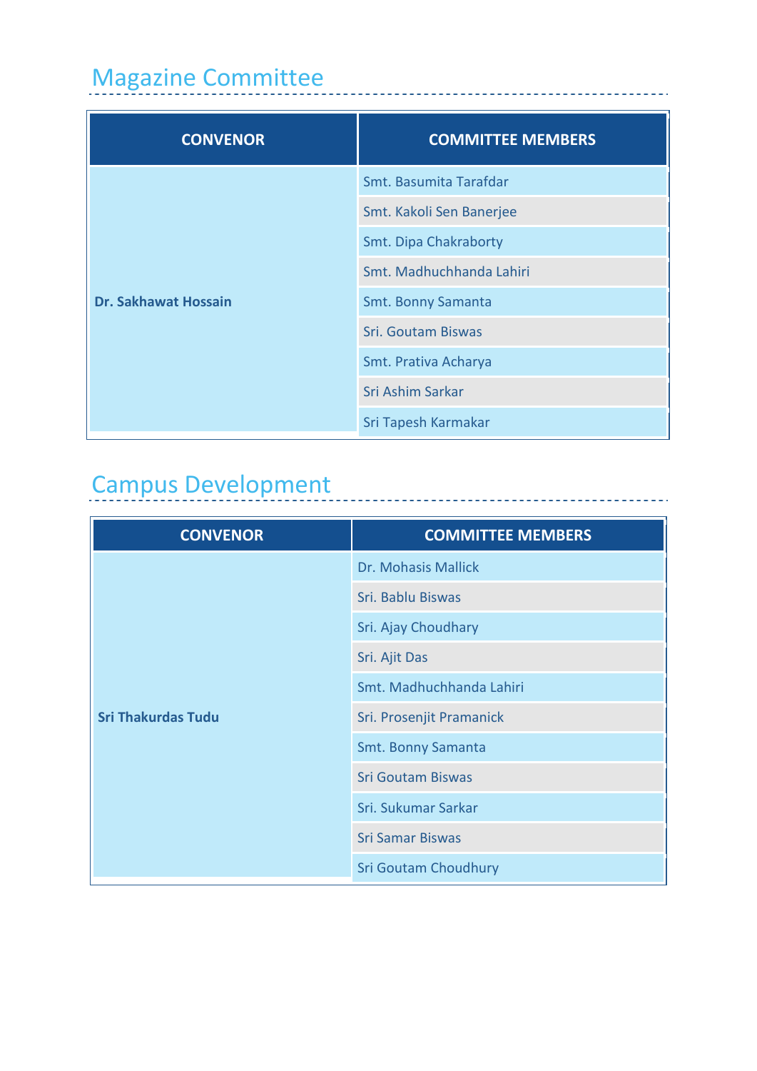## Magazine Committee

| CONVENOR | COMMITTEE MEMBERS |
|---|---|
| **Dr. Sakhawat Hossain** | Smt. Basumita Tarafdar |
| | Smt. Kakoli Sen Banerjee |
| | Smt. Dipa Chakraborty |
| | Smt. Madhuchhanda Lahiri |
| | Smt. Bonny Samanta |
| | Sri. Goutam Biswas |
| | Smt. Prativa Acharya |
| | Sri Ashim Sarkar |
| | Sri Tapesh Karmakar |

## Campus Development

| CONVENOR | COMMITTEE MEMBERS |
|---|---|
| **Sri Thakurdas Tudu** | Dr. Mohasis Mallick |
| | Sri. Bablu Biswas |
| | Sri. Ajay Choudhary |
| | Sri. Ajit Das |
| | Smt. Madhuchhanda Lahiri |
| | Sri. Prosenjit Pramanick |
| | Smt. Bonny Samanta |
| | Sri Goutam Biswas |
| | Sri. Sukumar Sarkar |
| | Sri Samar Biswas |
| | Sri Goutam Choudhury |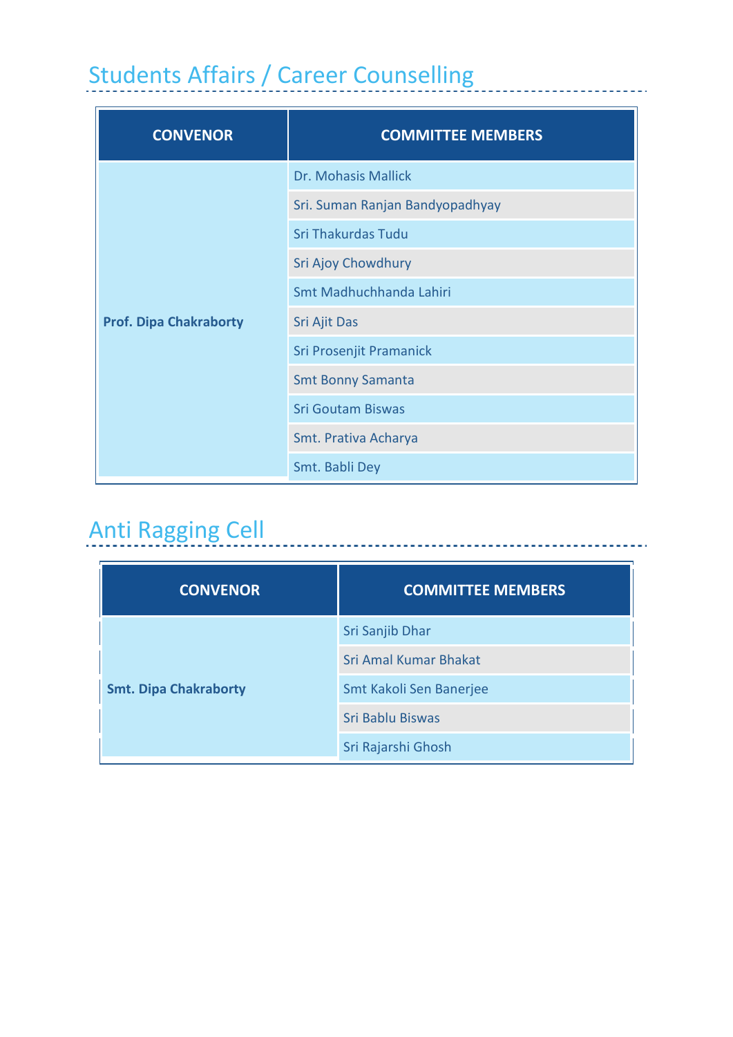## Students Affairs / Career Counselling

| CONVENOR | COMMITTEE MEMBERS |
| --- | --- |
| **Prof. Dipa Chakraborty** | Dr. Mohasis Mallick |
| | Sri. Suman Ranjan Bandyopadhyay |
| | Sri Thakurdas Tudu |
| | Sri Ajoy Chowdhury |
| | Smt Madhuchhanda Lahiri |
| | Sri Ajit Das |
| | Sri Prosenjit Pramanick |
| | Smt Bonny Samanta |
| | Sri Goutam Biswas |
| | Smt. Prativa Acharya |
| | Smt. Babli Dey |

## Anti Ragging Cell

| CONVENOR | COMMITTEE MEMBERS |
| --- | --- |
| **Smt. Dipa Chakraborty** | Sri Sanjib Dhar |
| | Sri Amal Kumar Bhakat |
| | Smt Kakoli Sen Banerjee |
| | Sri Bablu Biswas |
| | Sri Rajarshi Ghosh |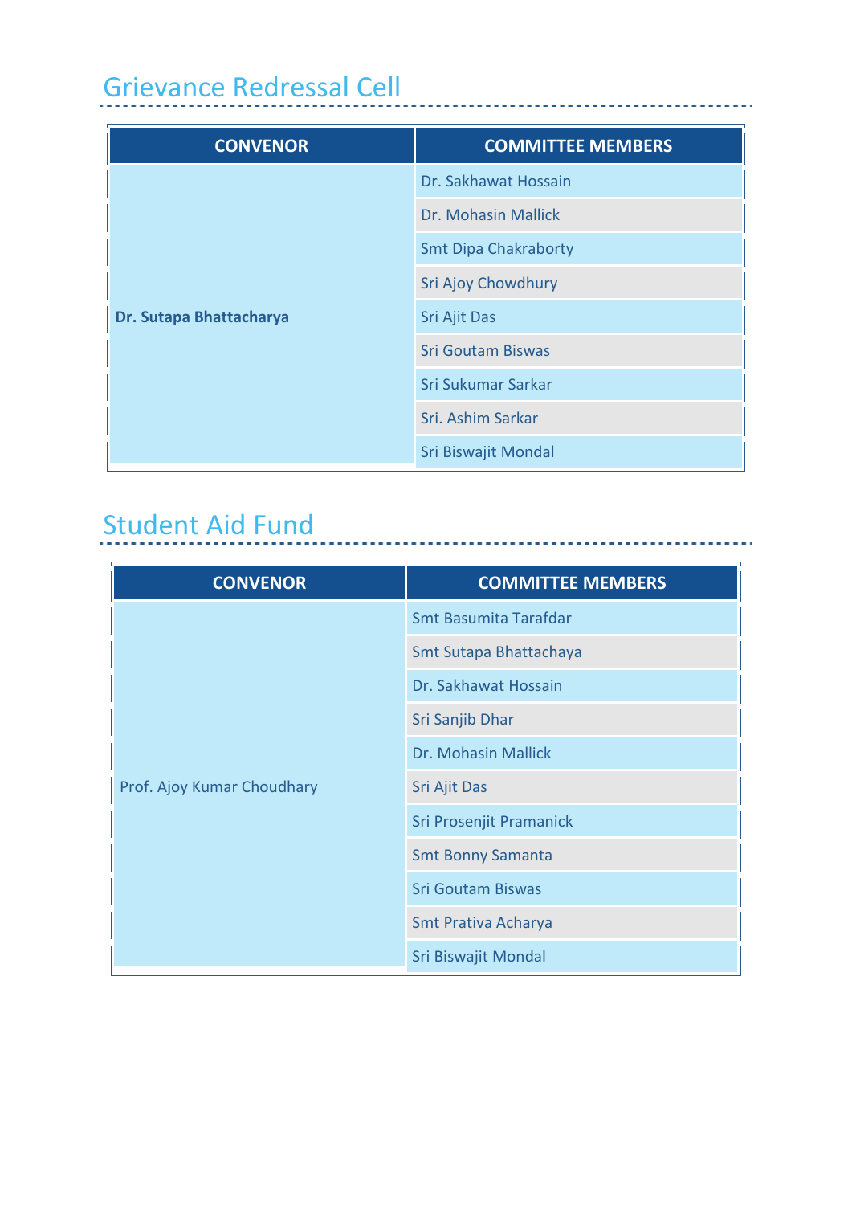## Grievance Redressal Cell

| CONVENOR | COMMITTEE MEMBERS |
|---|---|
| **Dr. Sutapa Bhattacharya** | Dr. Sakhawat Hossain |
| | Dr. Mohasin Mallick |
| | Smt Dipa Chakraborty |
| | Sri Ajoy Chowdhury |
| | Sri Ajit Das |
| | Sri Goutam Biswas |
| | Sri Sukumar Sarkar |
| | Sri. Ashim Sarkar |
| | Sri Biswajit Mondal |

## Student Aid Fund

| CONVENOR | COMMITTEE MEMBERS |
|---|---|
| Prof. Ajoy Kumar Choudhary | Smt Basumita Tarafdar |
| | Smt Sutapa Bhattachaya |
| | Dr. Sakhawat Hossain |
| | Sri Sanjib Dhar |
| | Dr. Mohasin Mallick |
| | Sri Ajit Das |
| | Sri Prosenjit Pramanick |
| | Smt Bonny Samanta |
| | Sri Goutam Biswas |
| | Smt Prativa Acharya |
| | Sri Biswajit Mondal |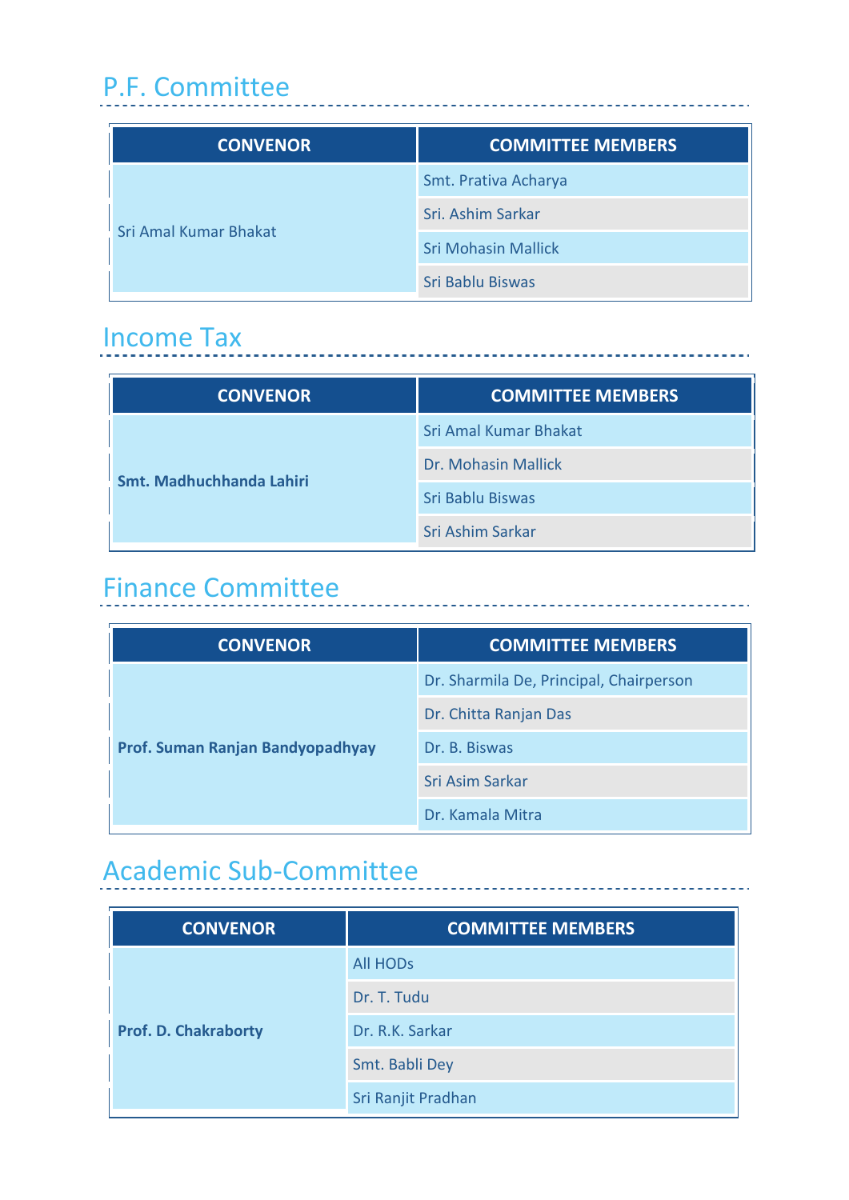## P.F. Committee

| CONVENOR | COMMITTEE MEMBERS |
| --- | --- |
| Sri Amal Kumar Bhakat | Smt. Prativa Acharya |
| | Sri. Ashim Sarkar |
| | Sri Mohasin Mallick |
| | Sri Bablu Biswas |

## Income Tax

| CONVENOR | COMMITTEE MEMBERS |
| --- | --- |
| **Smt. Madhuchhanda Lahiri** | Sri Amal Kumar Bhakat |
| | Dr. Mohasin Mallick |
| | Sri Bablu Biswas |
| | Sri Ashim Sarkar |

## Finance Committee

| CONVENOR | COMMITTEE MEMBERS |
| --- | --- |
| **Prof. Suman Ranjan Bandyopadhyay** | Dr. Sharmila De, Principal, Chairperson |
| | Dr. Chitta Ranjan Das |
| | Dr. B. Biswas |
| | Sri Asim Sarkar |
| | Dr. Kamala Mitra |

## Academic Sub-Committee

| CONVENOR | COMMITTEE MEMBERS |
| --- | --- |
| **Prof. D. Chakraborty** | All HODs |
| | Dr. T. Tudu |
| | Dr. R.K. Sarkar |
| | Smt. Babli Dey |
| | Sri Ranjit Pradhan |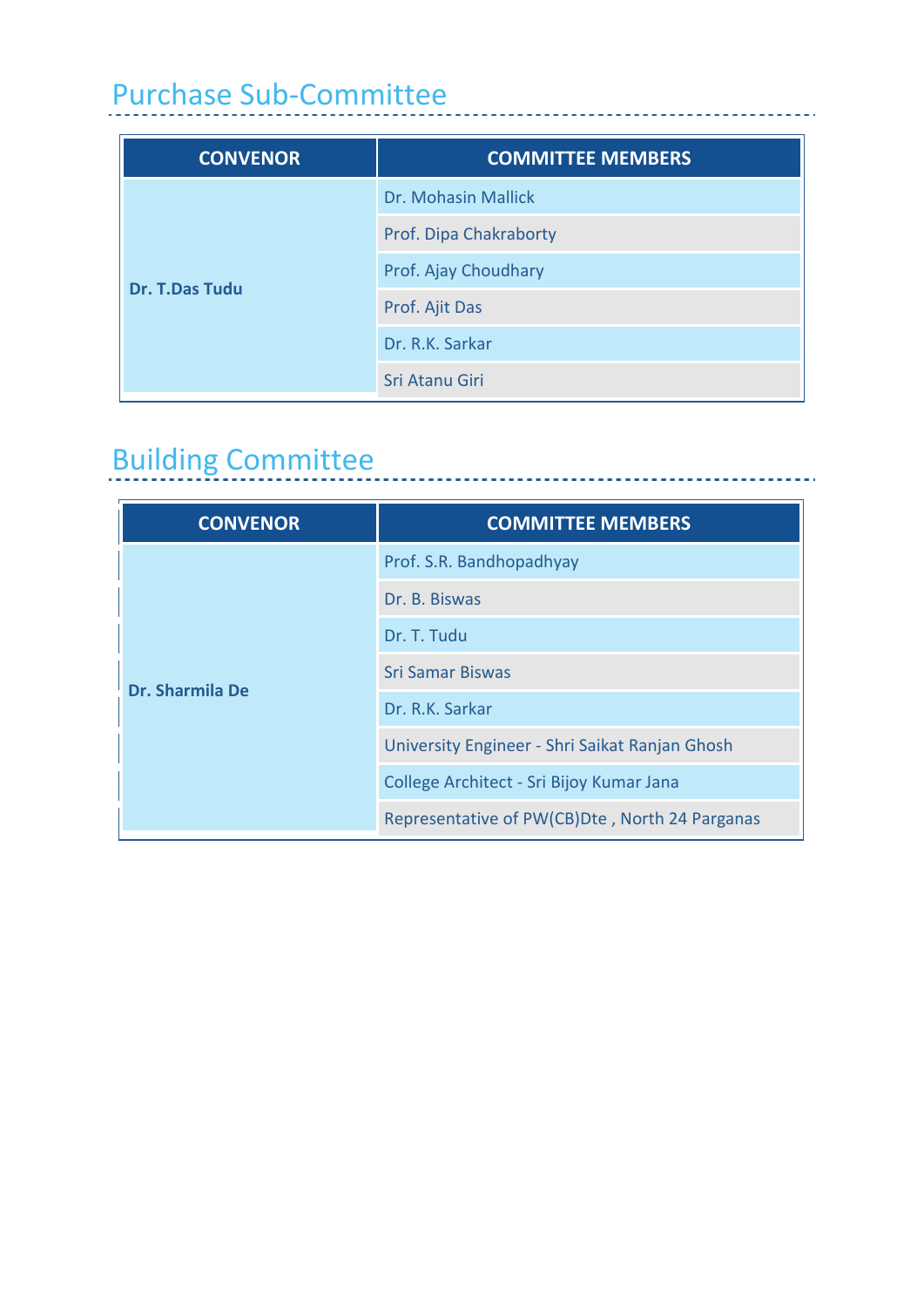## Purchase Sub-Committee

| CONVENOR | COMMITTEE MEMBERS |
| --- | --- |
| **Dr. T.Das Tudu** | Dr. Mohasin Mallick |
| | Prof. Dipa Chakraborty |
| | Prof. Ajay Choudhary |
| | Prof. Ajit Das |
| | Dr. R.K. Sarkar |
| | Sri Atanu Giri |

## Building Committee

| CONVENOR | COMMITTEE MEMBERS |
| --- | --- |
| **Dr. Sharmila De** | Prof. S.R. Bandhopadhyay |
| | Dr. B. Biswas |
| | Dr. T. Tudu |
| | Sri Samar Biswas |
| | Dr. R.K. Sarkar |
| | University Engineer - Shri Saikat Ranjan Ghosh |
| | College Architect - Sri Bijoy Kumar Jana |
| | Representative of PW(CB)Dte , North 24 Parganas |